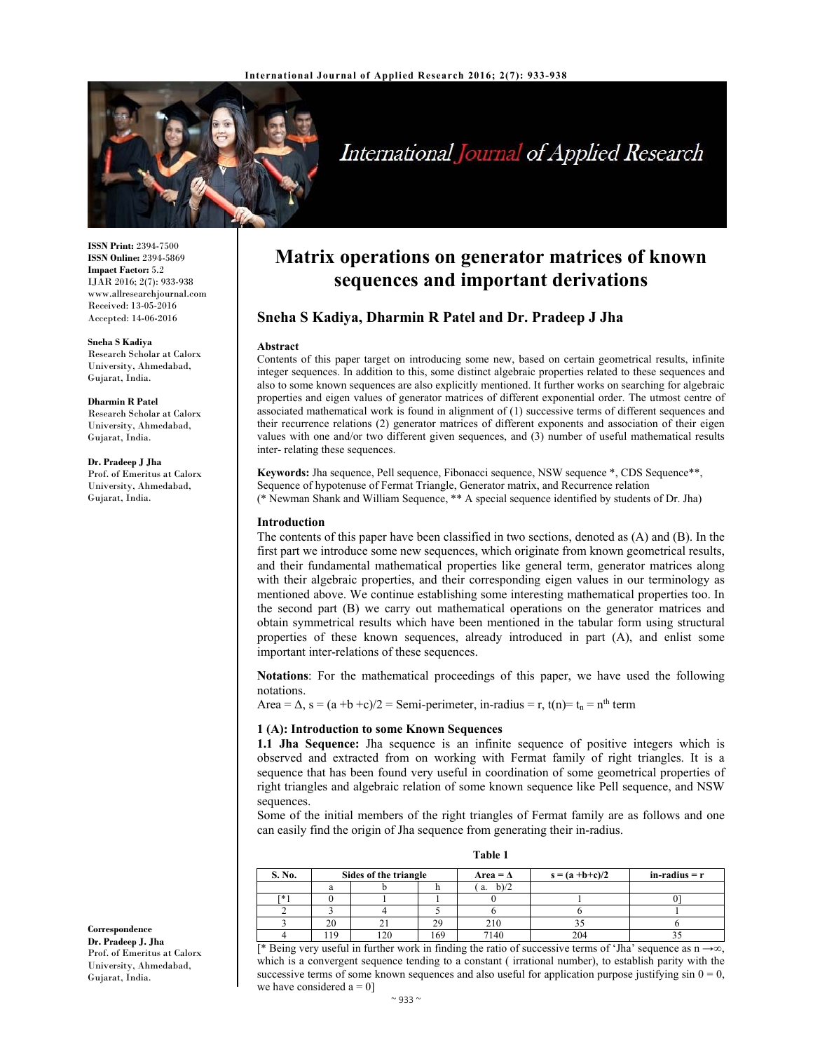# Matrix operations on generator matrices of known sequences and important derivations

**Sneha S Kadiya, Dharmin R Patel and Dr. Pradeep J Jha**

**ISSN Print:** 2394-7500
**ISSN Online:** 2394-5869
**Impact Factor:** 5.2
IJAR 2016; 2(7): 933-938
www.allresearchjournal.com
Received: 13-05-2016
Accepted: 14-06-2016

**Sneha S Kadiya**
Research Scholar at Calorx University, Ahmedabad, Gujarat, India.

**Dharmin R Patel**
Research Scholar at Calorx University, Ahmedabad, Gujarat, India.

**Dr. Pradeep J Jha**
Prof. of Emeritus at Calorx University, Ahmedabad, Gujarat, India.

**Correspondence**
**Dr. Pradeep J. Jha**
Prof. of Emeritus at Calorx University, Ahmedabad, Gujarat, India.

### Abstract

Contents of this paper target on introducing some new, based on certain geometrical results, infinite integer sequences. In addition to this, some distinct algebraic properties related to these sequences and also to some known sequences are also explicitly mentioned. It further works on searching for algebraic properties and eigen values of generator matrices of different exponential order. The utmost centre of associated mathematical work is found in alignment of (1) successive terms of different sequences and their recurrence relations (2) generator matrices of different exponents and association of their eigen values with one and/or two different given sequences, and (3) number of useful mathematical results inter- relating these sequences.

**Keywords:** Jha sequence, Pell sequence, Fibonacci sequence, NSW sequence *, CDS Sequence**, Sequence of hypotenuse of Fermat Triangle, Generator matrix, and Recurrence relation
(* Newman Shank and William Sequence, ** A special sequence identified by students of Dr. Jha)

### Introduction

The contents of this paper have been classified in two sections, denoted as (A) and (B). In the first part we introduce some new sequences, which originate from known geometrical results, and their fundamental mathematical properties like general term, generator matrices along with their algebraic properties, and their corresponding eigen values in our terminology as mentioned above. We continue establishing some interesting mathematical properties too. In the second part (B) we carry out mathematical operations on the generator matrices and obtain symmetrical results which have been mentioned in the tabular form using structural properties of these known sequences, already introduced in part (A), and enlist some important inter-relations of these sequences.

**Notations**: For the mathematical proceedings of this paper, we have used the following notations.
Area = Δ, s = (a +b +c)/2 = Semi-perimeter, in-radius = r, t(n)= $t_n$ = $n^{th}$ term

### 1 (A): Introduction to some Known Sequences

**1.1 Jha Sequence:** Jha sequence is an infinite sequence of positive integers which is observed and extracted from on working with Fermat family of right triangles. It is a sequence that has been found very useful in coordination of some geometrical properties of right triangles and algebraic relation of some known sequence like Pell sequence, and NSW sequences.

Some of the initial members of the right triangles of Fermat family are as follows and one can easily find the origin of Jha sequence from generating their in-radius.

**Table 1**

| S. No. | Sides of the triangle | | | Area = Δ | s = (a +b+c)/2 | in-radius = r |
|---|---|---|---|---|---|---|
| | a | b | h | ( a. b)/2 | | |
| [*1 | 0 | 1 | 1 | 0 | 1 | 0] |
| 2 | 3 | 4 | 5 | 6 | 6 | 1 |
| 3 | 20 | 21 | 29 | 210 | 35 | 6 |
| 4 | 119 | 120 | 169 | 7140 | 204 | 35 |

[* Being very useful in further work in finding the ratio of successive terms of 'Jha' sequence as n →∞, which is a convergent sequence tending to a constant ( irrational number), to establish parity with the successive terms of some known sequences and also useful for application purpose justifying sin 0 = 0, we have considered a = 0]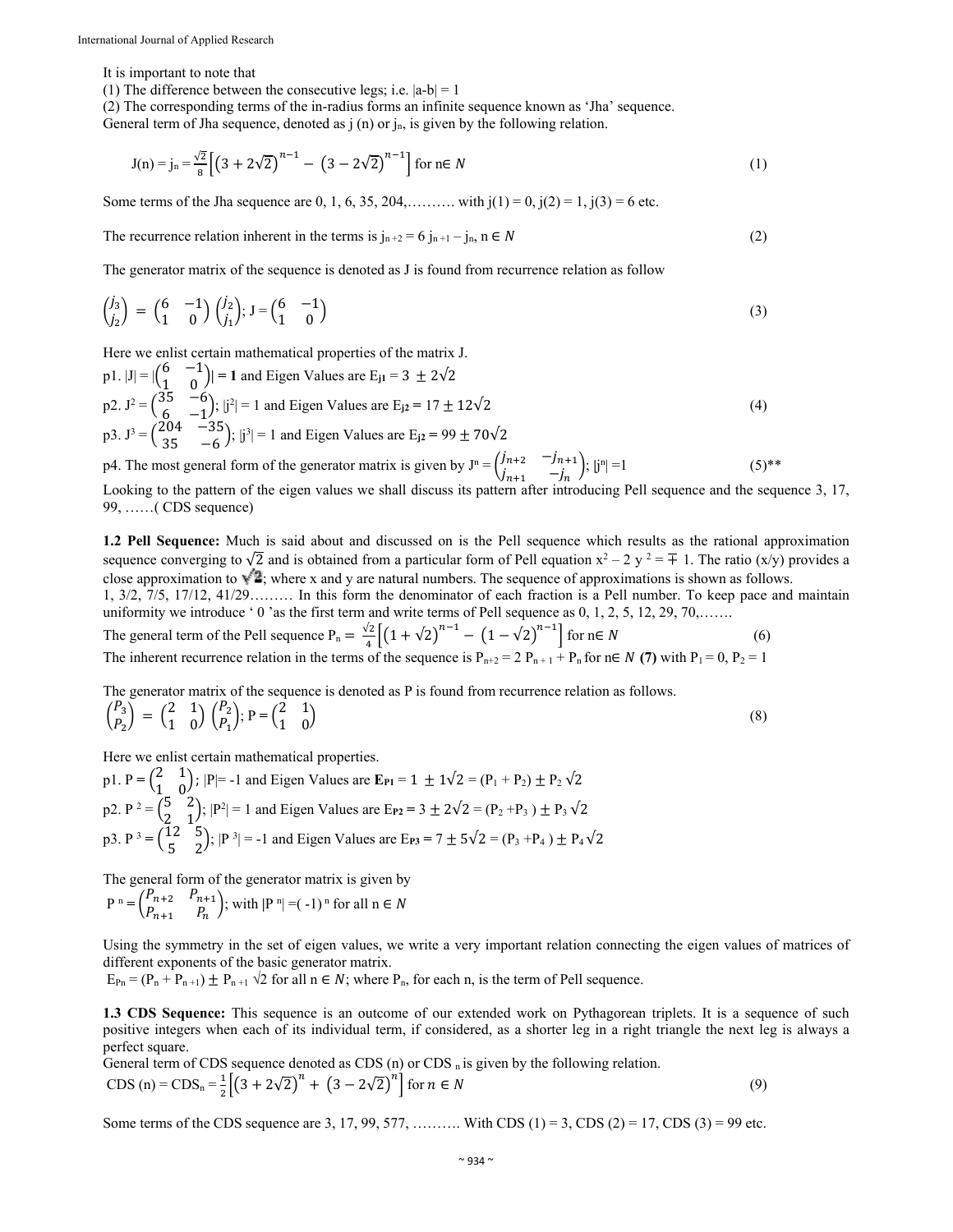It is important to note that

(1) The difference between the consecutive legs; i.e. $|a-b| = 1$

(2) The corresponding terms of the in-radius forms an infinite sequence known as 'Jha' sequence.

General term of Jha sequence, denoted as j (n) or $j_n$, is given by the following relation.

$$J(n) = j_n = \frac{\sqrt{2}}{8}\left[\left(3+2\sqrt{2}\right)^{n-1} - \left(3-2\sqrt{2}\right)^{n-1}\right] \text{ for } n \in N \tag{1}$$

Some terms of the Jha sequence are 0, 1, 6, 35, 204,………. with j(1) = 0, j(2) = 1, j(3) = 6 etc.

The recurrence relation inherent in the terms is $j_{n+2} = 6\, j_{n+1} - j_n,\ n \in N$ (2)

The generator matrix of the sequence is denoted as J is found from recurrence relation as follow

$$\begin{pmatrix} j_3 \\ j_2 \end{pmatrix} = \begin{pmatrix} 6 & -1 \\ 1 & 0 \end{pmatrix}\begin{pmatrix} j_2 \\ j_1 \end{pmatrix};\ J = \begin{pmatrix} 6 & -1 \\ 1 & 0 \end{pmatrix} \tag{3}$$

Here we enlist certain mathematical properties of the matrix J.

p1. $|J| = |\begin{pmatrix} 6 & -1 \\ 1 & 0 \end{pmatrix}|$ **= 1** and Eigen Values are $E_{j1} = 3 \pm 2\sqrt{2}$

p2. $J^2 = \begin{pmatrix} 35 & -6 \\ 6 & -1 \end{pmatrix}$; $|j^2| = 1$ and Eigen Values are $E_{j2} = 17 \pm 12\sqrt{2}$ (4)

p3. $J^3 = \begin{pmatrix} 204 & -35 \\ 35 & -6 \end{pmatrix}$; $|j^3| = 1$ and Eigen Values are $E_{j2} = 99 \pm 70\sqrt{2}$

p4. The most general form of the generator matrix is given by $J^n = \begin{pmatrix} j_{n+2} & -j_{n+1} \\ j_{n+1} & -j_n \end{pmatrix}$; $|j^n| = 1$ (5)**

Looking to the pattern of the eigen values we shall discuss its pattern after introducing Pell sequence and the sequence 3, 17, 99, ……( CDS sequence)

**1.2 Pell Sequence:** Much is said about and discussed on is the Pell sequence which results as the rational approximation sequence converging to $\sqrt{2}$ and is obtained from a particular form of Pell equation $x^2 - 2\, y^2 = \mp 1$. The ratio (x/y) provides a close approximation to $\sqrt{2}$; where x and y are natural numbers. The sequence of approximations is shown as follows.

1, 3/2, 7/5, 17/12, 41/29……… In this form the denominator of each fraction is a Pell number. To keep pace and maintain uniformity we introduce ' 0 'as the first term and write terms of Pell sequence as 0, 1, 2, 5, 12, 29, 70,…….

The general term of the Pell sequence $P_n = \frac{\sqrt{2}}{4}\left[\left(1+\sqrt{2}\right)^{n-1} - \left(1-\sqrt{2}\right)^{n-1}\right]$ for $n \in N$ (6)

The inherent recurrence relation in the terms of the sequence is $P_{n+2} = 2\, P_{n+1} + P_n$ for $n \in N$ **(7)** with $P_1 = 0$, $P_2 = 1$

The generator matrix of the sequence is denoted as P is found from recurrence relation as follows.

$$\begin{pmatrix} P_3 \\ P_2 \end{pmatrix} = \begin{pmatrix} 2 & 1 \\ 1 & 0 \end{pmatrix}\begin{pmatrix} P_2 \\ P_1 \end{pmatrix};\ P = \begin{pmatrix} 2 & 1 \\ 1 & 0 \end{pmatrix} \tag{8}$$

Here we enlist certain mathematical properties.

p1. $P = \begin{pmatrix} 2 & 1 \\ 1 & 0 \end{pmatrix}$; $|P| = -1$ and Eigen Values are $\mathbf{E_{P1}} = 1 \pm 1\sqrt{2} = (P_1 + P_2) \pm P_2\sqrt{2}$

p2. $P^2 = \begin{pmatrix} 5 & 2 \\ 2 & 1 \end{pmatrix}$; $|P^2| = 1$ and Eigen Values are $E_{P2} = 3 \pm 2\sqrt{2} = (P_2 + P_3) \pm P_3\sqrt{2}$

p3. $P^3 = \begin{pmatrix} 12 & 5 \\ 5 & 2 \end{pmatrix}$; $|P^3| = -1$ and Eigen Values are $E_{P3} = 7 \pm 5\sqrt{2} = (P_3 + P_4) \pm P_4\sqrt{2}$

The general form of the generator matrix is given by

$P^n = \begin{pmatrix} P_{n+2} & P_{n+1} \\ P_{n+1} & P_n \end{pmatrix}$; with $|P^n| = (-1)^n$ for all $n \in N$

Using the symmetry in the set of eigen values, we write a very important relation connecting the eigen values of matrices of different exponents of the basic generator matrix.

$E_{Pn} = (P_n + P_{n+1}) \pm P_{n+1}\sqrt{2}$ for all $n \in N$; where $P_n$, for each n, is the term of Pell sequence.

**1.3 CDS Sequence:** This sequence is an outcome of our extended work on Pythagorean triplets. It is a sequence of such positive integers when each of its individual term, if considered, as a shorter leg in a right triangle the next leg is always a perfect square.

General term of CDS sequence denoted as CDS (n) or $CDS_n$ is given by the following relation.

$$CDS(n) = CDS_n = \frac{1}{2}\left[\left(3+2\sqrt{2}\right)^{n} + \left(3-2\sqrt{2}\right)^{n}\right] \text{ for } n \in N \tag{9}$$

Some terms of the CDS sequence are 3, 17, 99, 577, ………. With CDS (1) = 3, CDS (2) = 17, CDS (3) = 99 etc.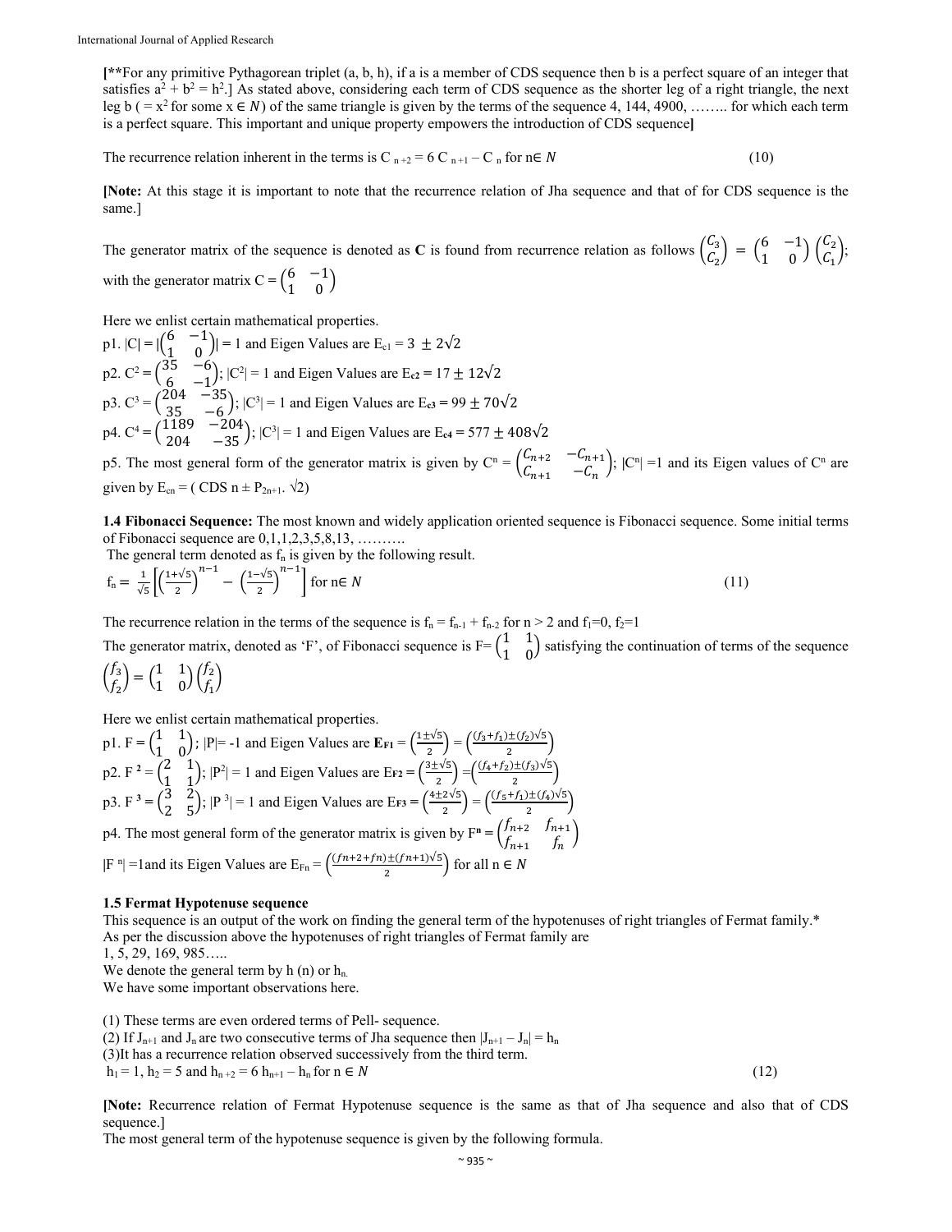**[****For any primitive Pythagorean triplet (a, b, h), if a is a member of CDS sequence then b is a perfect square of an integer that satisfies $a^2 + b^2 = h^2$.] As stated above, considering each term of CDS sequence as the shorter leg of a right triangle, the next leg b ( $= x^2$ for some $x \in N$) of the same triangle is given by the terms of the sequence 4, 144, 4900, …….. for which each term is a perfect square. This important and unique property empowers the introduction of CDS sequence**]**

The recurrence relation inherent in the terms is $C_{n+2} = 6\, C_{n+1} - C_n$ for $n \in N$ (10)

**[Note:** At this stage it is important to note that the recurrence relation of Jha sequence and that of for CDS sequence is the same.]

The generator matrix of the sequence is denoted as **C** is found from recurrence relation as follows $\begin{pmatrix} C_3 \\ C_2 \end{pmatrix} = \begin{pmatrix} 6 & -1 \\ 1 & 0 \end{pmatrix}\begin{pmatrix} C_2 \\ C_1 \end{pmatrix}$; with the generator matrix $C = \begin{pmatrix} 6 & -1 \\ 1 & 0 \end{pmatrix}$

Here we enlist certain mathematical properties.

p1. $|C| = \left|\begin{pmatrix} 6 & -1 \\ 1 & 0 \end{pmatrix}\right| = 1$ and Eigen Values are $E_{c1} = 3 \pm 2\sqrt{2}$

p2. $C^2 = \begin{pmatrix} 35 & -6 \\ 6 & -1 \end{pmatrix}$; $|C^2| = 1$ and Eigen Values are $E_{c2} = 17 \pm 12\sqrt{2}$

p3. $C^3 = \begin{pmatrix} 204 & -35 \\ 35 & -6 \end{pmatrix}$; $|C^3| = 1$ and Eigen Values are $E_{c3} = 99 \pm 70\sqrt{2}$

p4. $C^4 = \begin{pmatrix} 1189 & -204 \\ 204 & -35 \end{pmatrix}$; $|C^3| = 1$ and Eigen Values are $E_{c4} = 577 \pm 408\sqrt{2}$

p5. The most general form of the generator matrix is given by $C^n = \begin{pmatrix} C_{n+2} & -C_{n+1} \\ C_{n+1} & -C_n \end{pmatrix}$; $|C^n| = 1$ and its Eigen values of $C^n$ are given by $E_{cn} = (\text{CDS } n \pm P_{2n+1}.\ \sqrt{2})$

**1.4 Fibonacci Sequence:** The most known and widely application oriented sequence is Fibonacci sequence. Some initial terms of Fibonacci sequence are 0,1,1,2,3,5,8,13, ……….

The general term denoted as $f_n$ is given by the following result.

$$f_n = \frac{1}{\sqrt{5}}\left[\left(\frac{1+\sqrt{5}}{2}\right)^{n-1} - \left(\frac{1-\sqrt{5}}{2}\right)^{n-1}\right] \text{ for } n \in N \tag{11}$$

The recurrence relation in the terms of the sequence is $f_n = f_{n-1} + f_{n-2}$ for $n > 2$ and $f_1=0$, $f_2=1$

The generator matrix, denoted as 'F', of Fibonacci sequence is $F = \begin{pmatrix} 1 & 1 \\ 1 & 0 \end{pmatrix}$ satisfying the continuation of terms of the sequence $\begin{pmatrix} f_3 \\ f_2 \end{pmatrix} = \begin{pmatrix} 1 & 1 \\ 1 & 0 \end{pmatrix}\begin{pmatrix} f_2 \\ f_1 \end{pmatrix}$

Here we enlist certain mathematical properties.

p1. $F = \begin{pmatrix} 1 & 1 \\ 1 & 0 \end{pmatrix}$; $|P| = -1$ and Eigen Values are $\mathbf{E_{F1}} = \left(\frac{1\pm\sqrt{5}}{2}\right) = \left(\frac{(f_3+f_1)\pm(f_2)\sqrt{5}}{2}\right)$

p2. $F^2 = \begin{pmatrix} 2 & 1 \\ 1 & 1 \end{pmatrix}$; $|P^2| = 1$ and Eigen Values are $E_{F2} = \left(\frac{3\pm\sqrt{5}}{2}\right) = \left(\frac{(f_4+f_2)\pm(f_3)\sqrt{5}}{2}\right)$

p3. $F^3 = \begin{pmatrix} 3 & 2 \\ 2 & 5 \end{pmatrix}$; $|P^3| = 1$ and Eigen Values are $E_{F3} = \left(\frac{4\pm2\sqrt{5}}{2}\right) = \left(\frac{(f_5+f_1)\pm(f_4)\sqrt{5}}{2}\right)$

p4. The most general form of the generator matrix is given by $F^n = \begin{pmatrix} f_{n+2} & f_{n+1} \\ f_{n+1} & f_n \end{pmatrix}$

$|F^n| = 1$ and its Eigen Values are $E_{Fn} = \left(\frac{(fn+2+fn)\pm(fn+1)\sqrt{5}}{2}\right)$ for all $n \in N$

**1.5 Fermat Hypotenuse sequence**

This sequence is an output of the work on finding the general term of the hypotenuses of right triangles of Fermat family.*

As per the discussion above the hypotenuses of right triangles of Fermat family are

1, 5, 29, 169, 985…..

We denote the general term by h (n) or $h_n$.

We have some important observations here.

(1) These terms are even ordered terms of Pell- sequence.

(2) If $J_{n+1}$ and $J_n$ are two consecutive terms of Jha sequence then $|J_{n+1} - J_n| = h_n$

(3)It has a recurrence relation observed successively from the third term.

$h_1 = 1$, $h_2 = 5$ and $h_{n+2} = 6\, h_{n+1} - h_n$ for $n \in N$ (12)

**[Note:** Recurrence relation of Fermat Hypotenuse sequence is the same as that of Jha sequence and also that of CDS sequence.]

The most general term of the hypotenuse sequence is given by the following formula.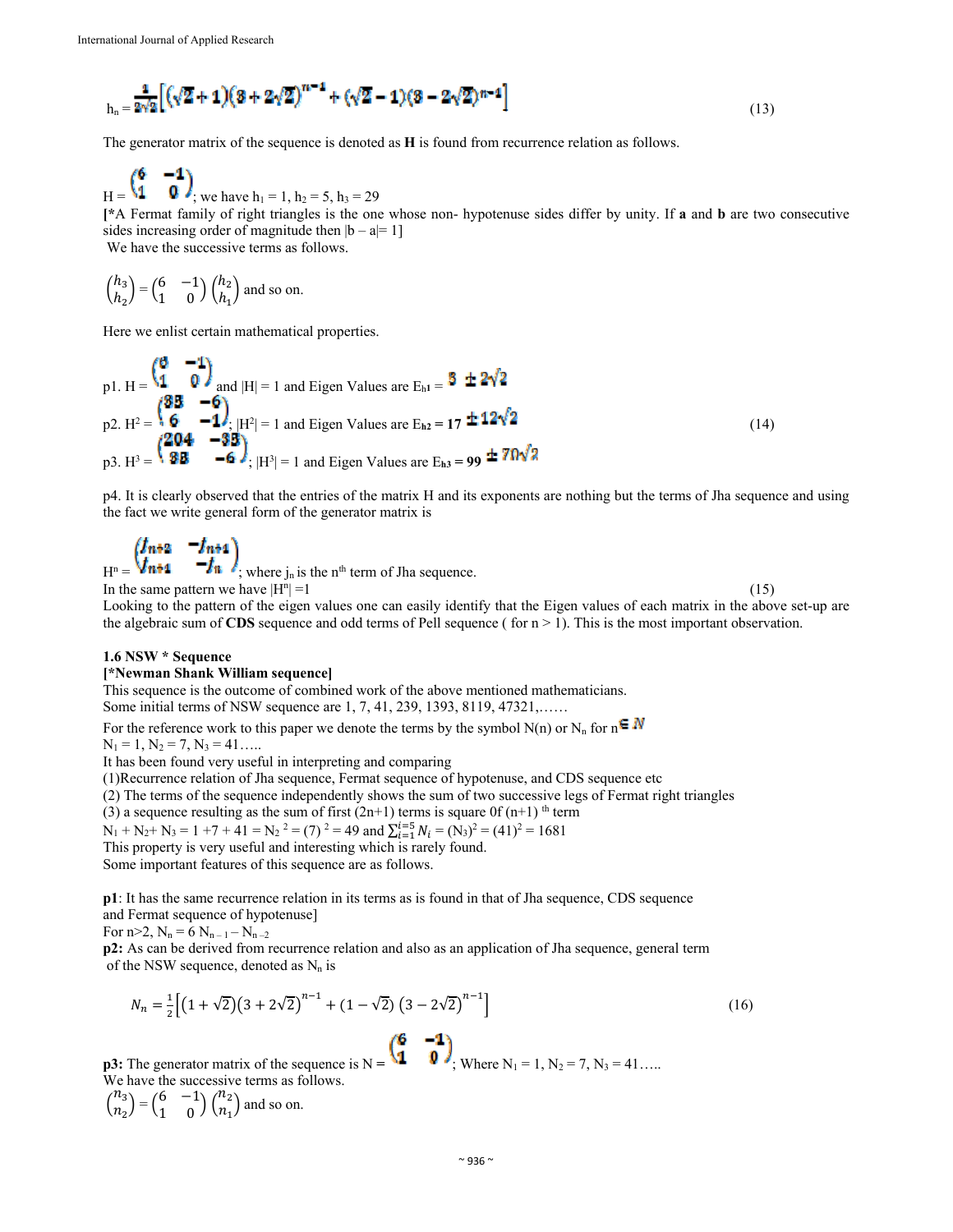$$h_n = \frac{1}{2\sqrt{2}}\left[(\sqrt{2}+1)(3+2\sqrt{2})^{n-1} + (\sqrt{2}-1)(3-2\sqrt{2})^{n-1}\right] \tag{13}$$

The generator matrix of the sequence is denoted as **H** is found from recurrence relation as follows.

$H = \begin{pmatrix} 6 & -1 \\ 1 & 0 \end{pmatrix}$; we have $h_1 = 1$, $h_2 = 5$, $h_3 = 29$

**[***A Fermat family of right triangles is the one whose non- hypotenuse sides differ by unity. If **a** and **b** are two consecutive sides increasing order of magnitude then $|b - a| = 1$]

We have the successive terms as follows.

$\begin{pmatrix} h_3 \\ h_2 \end{pmatrix} = \begin{pmatrix} 6 & -1 \\ 1 & 0 \end{pmatrix} \begin{pmatrix} h_2 \\ h_1 \end{pmatrix}$ and so on.

Here we enlist certain mathematical properties.

p1. $H = \begin{pmatrix} 6 & -1 \\ 1 & 0 \end{pmatrix}$ and $|H| = 1$ and Eigen Values are $E_{h1} = 3 \pm 2\sqrt{2}$

p2. $H^2 = \begin{pmatrix} 35 & -6 \\ 6 & -1 \end{pmatrix}$; $|H^2| = 1$ and Eigen Values are $E_{h2} = 17 \pm 12\sqrt{2}$ (14)

p3. $H^3 = \begin{pmatrix} 204 & -35 \\ 35 & -6 \end{pmatrix}$; $|H^3| = 1$ and Eigen Values are $E_{h3} = 99 \pm 70\sqrt{2}$

p4. It is clearly observed that the entries of the matrix H and its exponents are nothing but the terms of Jha sequence and using the fact we write general form of the generator matrix is

$H^n = \begin{pmatrix} J_{n+2} & -J_{n+1} \\ J_{n+1} & -J_n \end{pmatrix}$; where $j_n$ is the $n^{th}$ term of Jha sequence.

In the same pattern we have $|H^n| = 1$ (15)

Looking to the pattern of the eigen values one can easily identify that the Eigen values of each matrix in the above set-up are the algebraic sum of **CDS** sequence and odd terms of Pell sequence ( for n > 1). This is the most important observation.

### 1.6 NSW * Sequence

**[*Newman Shank William sequence]**

This sequence is the outcome of combined work of the above mentioned mathematicians.

Some initial terms of NSW sequence are 1, 7, 41, 239, 1393, 8119, 47321,……

For the reference work to this paper we denote the terms by the symbol N(n) or $N_n$ for $n \in N$

$N_1 = 1$, $N_2 = 7$, $N_3 = 41$…..

It has been found very useful in interpreting and comparing

(1)Recurrence relation of Jha sequence, Fermat sequence of hypotenuse, and CDS sequence etc

(2) The terms of the sequence independently shows the sum of two successive legs of Fermat right triangles

(3) a sequence resulting as the sum of first (2n+1) terms is square 0f (n+1) $^{th}$ term

$N_1 + N_2 + N_3 = 1 + 7 + 41 = N_2{}^2 = (7)^2 = 49$ and $\sum_{i=1}^{i=5} N_i = (N_3)^2 = (41)^2 = 1681$

This property is very useful and interesting which is rarely found.

Some important features of this sequence are as follows.

**p1**: It has the same recurrence relation in its terms as is found in that of Jha sequence, CDS sequence and Fermat sequence of hypotenuse]

For n>2, $N_n = 6N_{n-1} - N_{n-2}$

**p2:** As can be derived from recurrence relation and also as an application of Jha sequence, general term of the NSW sequence, denoted as $N_n$ is

$$N_n = \frac{1}{2}\left[(1+\sqrt{2})(3+2\sqrt{2})^{n-1} + (1-\sqrt{2})\,(3-2\sqrt{2})^{n-1}\right] \tag{16}$$

**p3:** The generator matrix of the sequence is $N = \begin{pmatrix} 6 & -1 \\ 1 & 0 \end{pmatrix}$; Where $N_1 = 1$, $N_2 = 7$, $N_3 = 41$…..

We have the successive terms as follows.

$\begin{pmatrix} n_3 \\ n_2 \end{pmatrix} = \begin{pmatrix} 6 & -1 \\ 1 & 0 \end{pmatrix} \begin{pmatrix} n_2 \\ n_1 \end{pmatrix}$ and so on.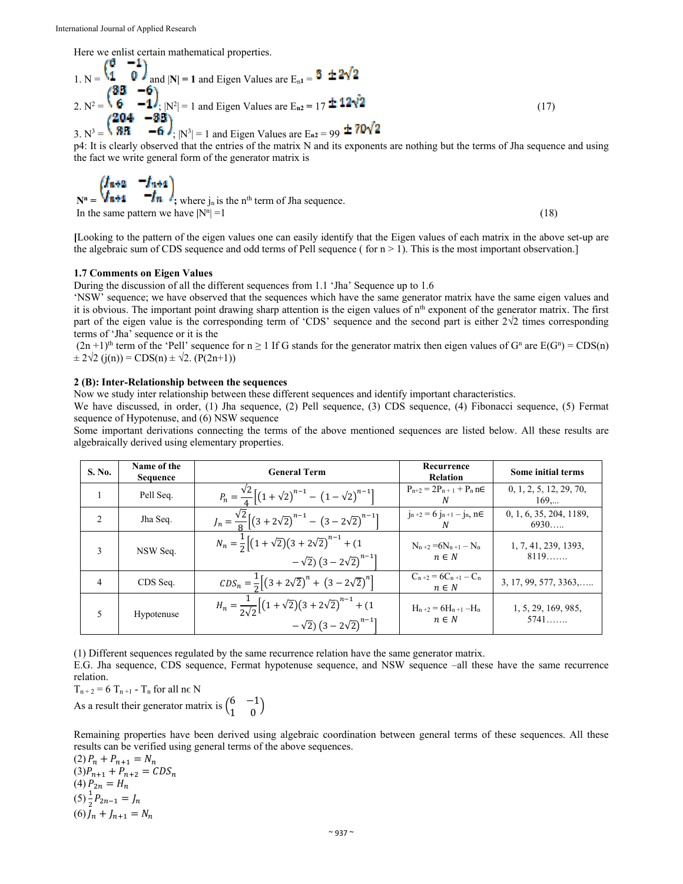Here we enlist certain mathematical properties.

1. N = $\begin{pmatrix} 6 & -1 \\ 1 & 0 \end{pmatrix}$ and **|N| = 1** and Eigen Values are $E_{n1} = 3 \pm 2\sqrt{2}$

2. $N^2 = \begin{pmatrix} 35 & -6 \\ 6 & -1 \end{pmatrix}$; $|N^2| = 1$ and Eigen Values are $E_{n2} = 17 \pm 12\sqrt{2}$ (17)

3. $N^3 = \begin{pmatrix} 204 & -35 \\ 35 & -6 \end{pmatrix}$; $|N^3| = 1$ and Eigen Values are $E_{n2} = 99 \pm 70\sqrt{2}$

p4: It is clearly observed that the entries of the matrix N and its exponents are nothing but the terms of Jha sequence and using the fact we write general form of the generator matrix is

$N^n = \begin{pmatrix} j_{n+2} & -j_{n+1} \\ j_{n+1} & -j_n \end{pmatrix}$; where $j_n$ is the $n^{th}$ term of Jha sequence.

In the same pattern we have $|N^n| = 1$ (18)

[Looking to the pattern of the eigen values one can easily identify that the Eigen values of each matrix in the above set-up are the algebraic sum of CDS sequence and odd terms of Pell sequence ( for n > 1). This is the most important observation.]

### 1.7 Comments on Eigen Values

During the discussion of all the different sequences from 1.1 'Jha' Sequence up to 1.6 'NSW' sequence; we have observed that the sequences which have the same generator matrix have the same eigen values and it is obvious. The important point drawing sharp attention is the eigen values of $n^{th}$ exponent of the generator matrix. The first part of the eigen value is the corresponding term of 'CDS' sequence and the second part is either $2\sqrt{2}$ times corresponding terms of 'Jha' sequence or it is the $(2n+1)^{th}$ term of the 'Pell' sequence for $n \geq 1$ If G stands for the generator matrix then eigen values of $G^n$ are $E(G^n) = CDS(n) \pm 2\sqrt{2}\,(j(n)) = CDS(n) \pm \sqrt{2}.\,(P(2n+1))$

### 2 (B): Inter-Relationship between the sequences

Now we study inter relationship between these different sequences and identify important characteristics.

We have discussed, in order, (1) Jha sequence, (2) Pell sequence, (3) CDS sequence, (4) Fibonacci sequence, (5) Fermat sequence of Hypotenuse, and (6) NSW sequence

Some important derivations connecting the terms of the above mentioned sequences are listed below. All these results are algebraically derived using elementary properties.

| S. No. | Name of the Sequence | General Term | Recurrence Relation | Some initial terms |
|---|---|---|---|---|
| 1 | Pell Seq. | $P_n = \frac{\sqrt{2}}{4}\left[(1+\sqrt{2})^{n-1} - (1-\sqrt{2})^{n-1}\right]$ | $P_{n+2} = 2P_{n+1} + P_n$ $n \in N$ | 0, 1, 2, 5, 12, 29, 70, 169,... |
| 2 | Jha Seq. | $J_n = \frac{\sqrt{2}}{8}\left[(3+2\sqrt{2})^{n-1} - (3-2\sqrt{2})^{n-1}\right]$ | $j_{n+2} = 6\,j_{n+1} - j_n$, $n \in N$ | 0, 1, 6, 35, 204, 1189, 6930….. |
| 3 | NSW Seq. | $N_n = \frac{1}{2}\left[(1+\sqrt{2})(3+2\sqrt{2})^{n-1} + (1-\sqrt{2})(3-2\sqrt{2})^{n-1}\right]$ | $N_{n+2} = 6N_{n+1} - N_n$ $n \in N$ | 1, 7, 41, 239, 1393, 8119……. |
| 4 | CDS Seq. | $CDS_n = \frac{1}{2}\left[(3+2\sqrt{2})^{n} + (3-2\sqrt{2})^{n}\right]$ | $C_{n+2} = 6C_{n+1} - C_n$ $n \in N$ | 3, 17, 99, 577, 3363,….. |
| 5 | Hypotenuse | $H_n = \frac{1}{2\sqrt{2}}\left[(1+\sqrt{2})(3+2\sqrt{2})^{n-1} + (1-\sqrt{2})(3-2\sqrt{2})^{n-1}\right]$ | $H_{n+2} = 6H_{n+1} - H_n$ $n \in N$ | 1, 5, 29, 169, 985, 5741……. |

(1) Different sequences regulated by the same recurrence relation have the same generator matrix.

E.G. Jha sequence, CDS sequence, Fermat hypotenuse sequence, and NSW sequence –all these have the same recurrence relation.

$T_{n+2} = 6\,T_{n+1} - T_n$ for all $n \in N$

As a result their generator matrix is $\begin{pmatrix} 6 & -1 \\ 1 & 0 \end{pmatrix}$

Remaining properties have been derived using algebraic coordination between general terms of these sequences. All these results can be verified using general terms of the above sequences.

(2) $P_n + P_{n+1} = N_n$

(3) $P_{n+1} + P_{n+2} = CDS_n$

(4) $P_{2n} = H_n$

(5) $\frac{1}{2}P_{2n-1} = J_n$

(6) $J_n + J_{n+1} = N_n$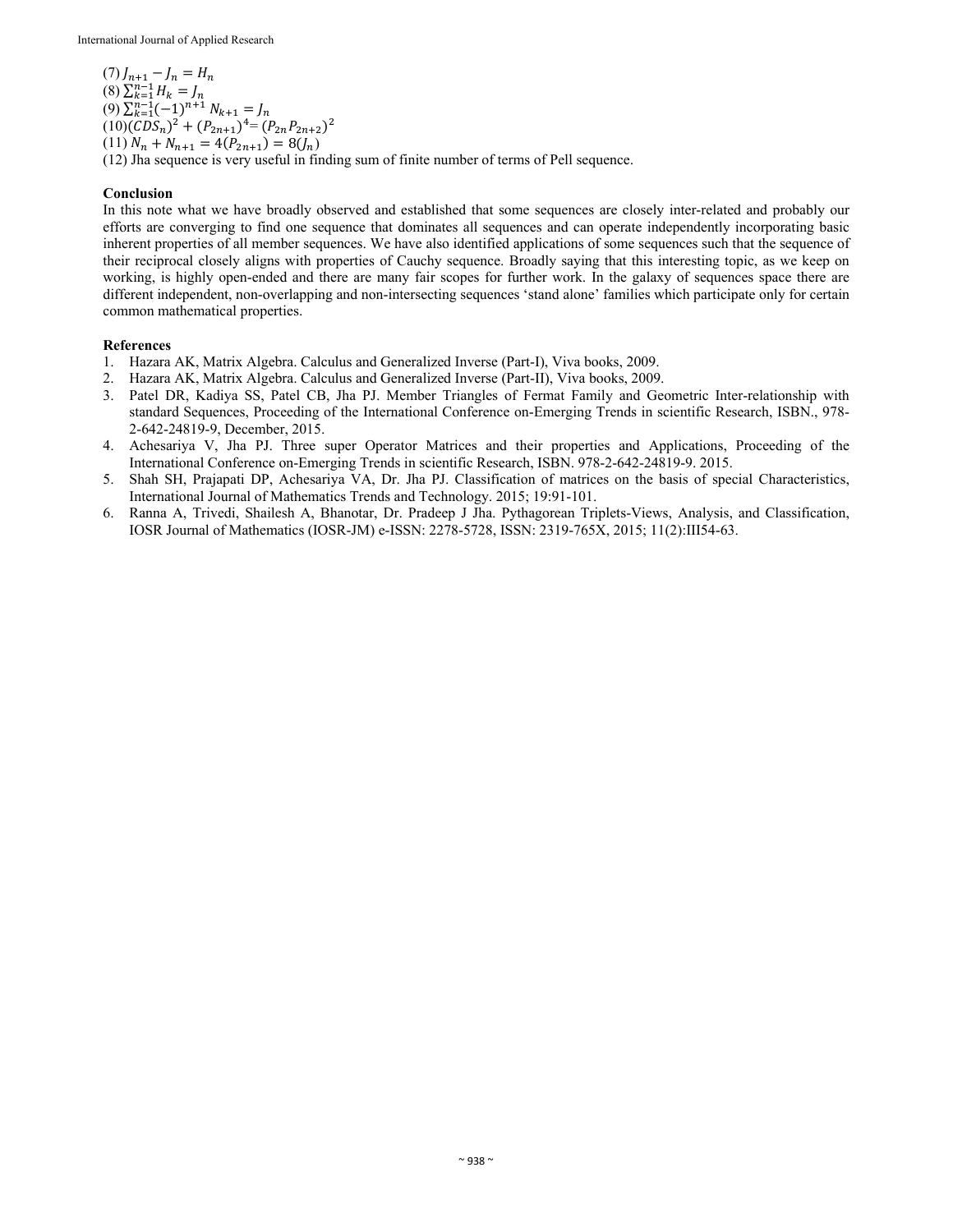(7) $J_{n+1} - J_n = H_n$
(8) $\sum_{k=1}^{n-1} H_k = J_n$
(9) $\sum_{k=1}^{n-1} (-1)^{n+1} N_{k+1} = J_n$
(10) $(CDS_n)^2 + (P_{2n+1})^4 = (P_{2n}P_{2n+2})^2$
(11) $N_n + N_{n+1} = 4(P_{2n+1}) = 8(J_n)$
(12) Jha sequence is very useful in finding sum of finite number of terms of Pell sequence.

**Conclusion**

In this note what we have broadly observed and established that some sequences are closely inter-related and probably our efforts are converging to find one sequence that dominates all sequences and can operate independently incorporating basic inherent properties of all member sequences. We have also identified applications of some sequences such that the sequence of their reciprocal closely aligns with properties of Cauchy sequence. Broadly saying that this interesting topic, as we keep on working, is highly open-ended and there are many fair scopes for further work. In the galaxy of sequences space there are different independent, non-overlapping and non-intersecting sequences 'stand alone' families which participate only for certain common mathematical properties.

**References**

1. Hazara AK, Matrix Algebra. Calculus and Generalized Inverse (Part-I), Viva books, 2009.
2. Hazara AK, Matrix Algebra. Calculus and Generalized Inverse (Part-II), Viva books, 2009.
3. Patel DR, Kadiya SS, Patel CB, Jha PJ. Member Triangles of Fermat Family and Geometric Inter-relationship with standard Sequences, Proceeding of the International Conference on-Emerging Trends in scientific Research, ISBN., 978-2-642-24819-9, December, 2015.
4. Achesariya V, Jha PJ. Three super Operator Matrices and their properties and Applications, Proceeding of the International Conference on-Emerging Trends in scientific Research, ISBN. 978-2-642-24819-9. 2015.
5. Shah SH, Prajapati DP, Achesariya VA, Dr. Jha PJ. Classification of matrices on the basis of special Characteristics, International Journal of Mathematics Trends and Technology. 2015; 19:91-101.
6. Ranna A, Trivedi, Shailesh A, Bhanotar, Dr. Pradeep J Jha. Pythagorean Triplets-Views, Analysis, and Classification, IOSR Journal of Mathematics (IOSR-JM) e-ISSN: 2278-5728, ISSN: 2319-765X, 2015; 11(2):III54-63.